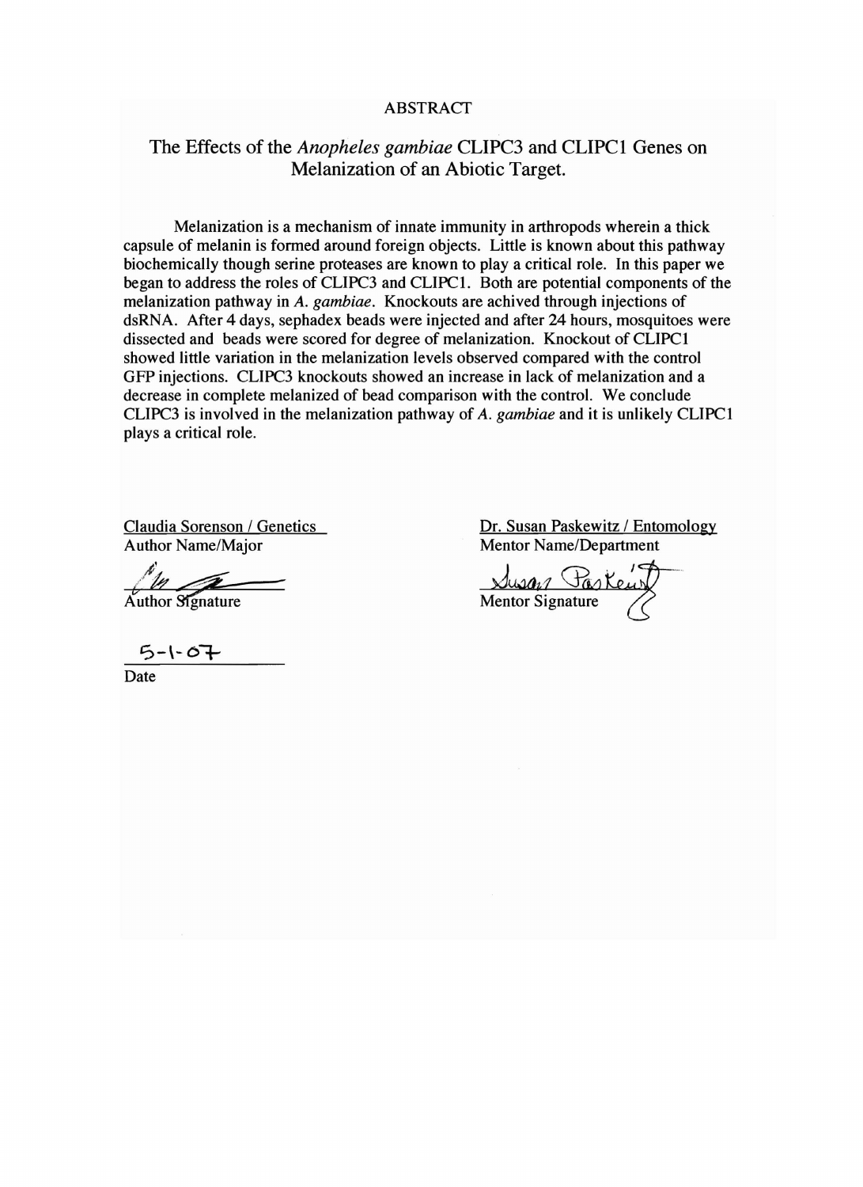## ABSTRACT

# The Effects of the *Anopheles gambiae* CLIPC3 and CLIPC1 Genes on Melanization of an Abiotic Target.

Melanization is a mechanism of innate immunity in arthropods wherein a thick capsule of melanin is formed around foreign objects. Little is known about this pathway biochemically though serine proteases are known to play a critical role. In this paper we began to address the roles of CLIPC3 and CLIPC1. Both are potential components of the melanization pathway in *A. gambiae*. Knockouts are achived through injections of dsRNA. After 4 days, sephadex beads were injected and after 24 hours, mosquitoes were dissected and beads were scored for degree of melanization. Knockout of CLIPC1 showed little variation in the melanization levels observed compared with the control GFP injections. CLIPC3 knockouts showed an increase in lack of melanization and a decrease in complete melanized of bead comparison with the control. We conclude CLIPC3 is involved in the melanization pathway of *A. gambiae* and it is unlikely CLIPC1 plays a critical role.

Claudia Sorenson / Genetics
Author Name/Major

Author Signature

5-1-07
Date

Dr. Susan Paskewitz / Entomology
Mentor Name/Department

Mentor Signature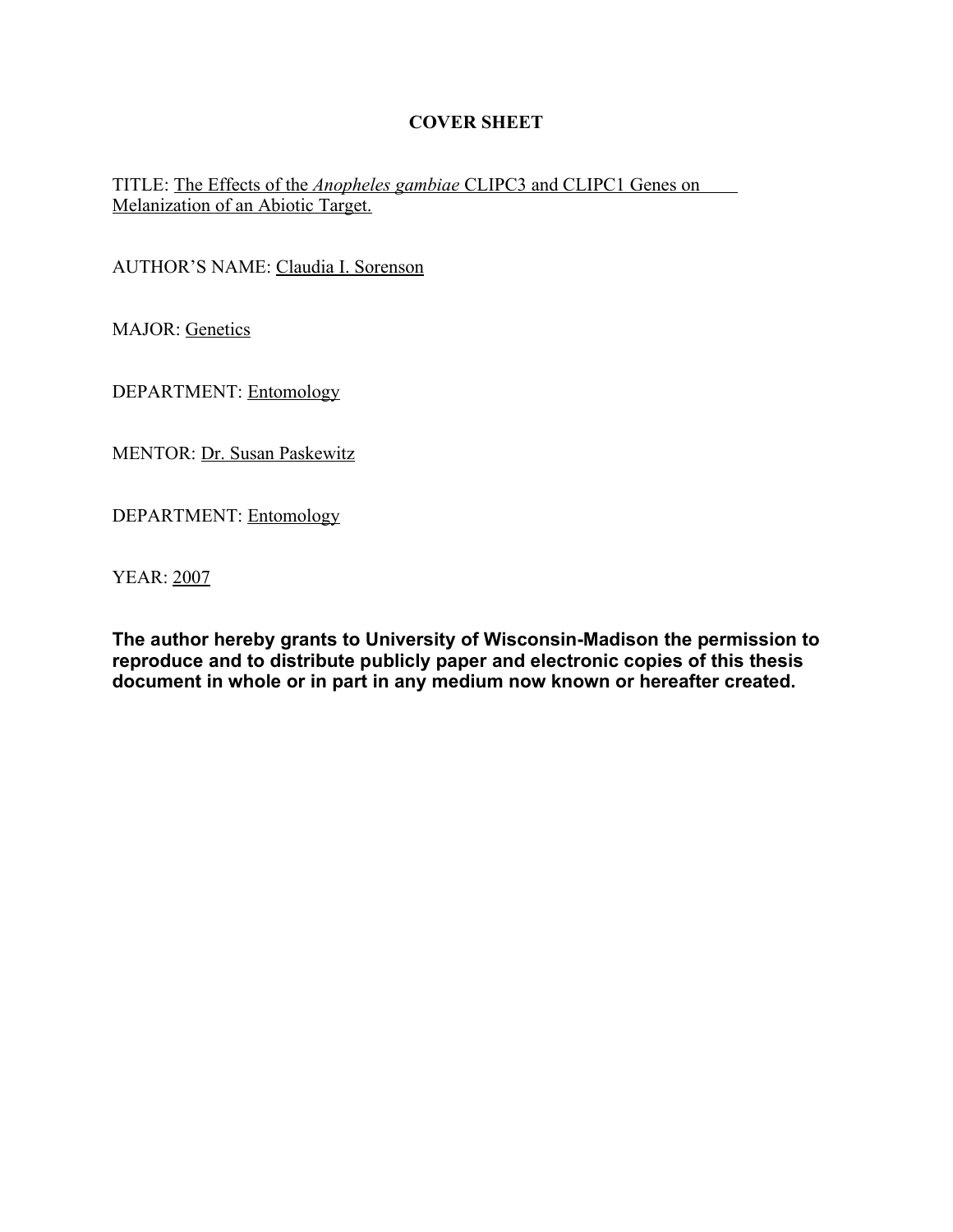# COVER SHEET

TITLE: The Effects of the *Anopheles gambiae* CLIPC3 and CLIPC1 Genes on Melanization of an Abiotic Target.

AUTHOR'S NAME: Claudia I. Sorenson

MAJOR: Genetics

DEPARTMENT: Entomology

MENTOR: Dr. Susan Paskewitz

DEPARTMENT: Entomology

YEAR: 2007

**The author hereby grants to University of Wisconsin-Madison the permission to reproduce and to distribute publicly paper and electronic copies of this thesis document in whole or in part in any medium now known or hereafter created.**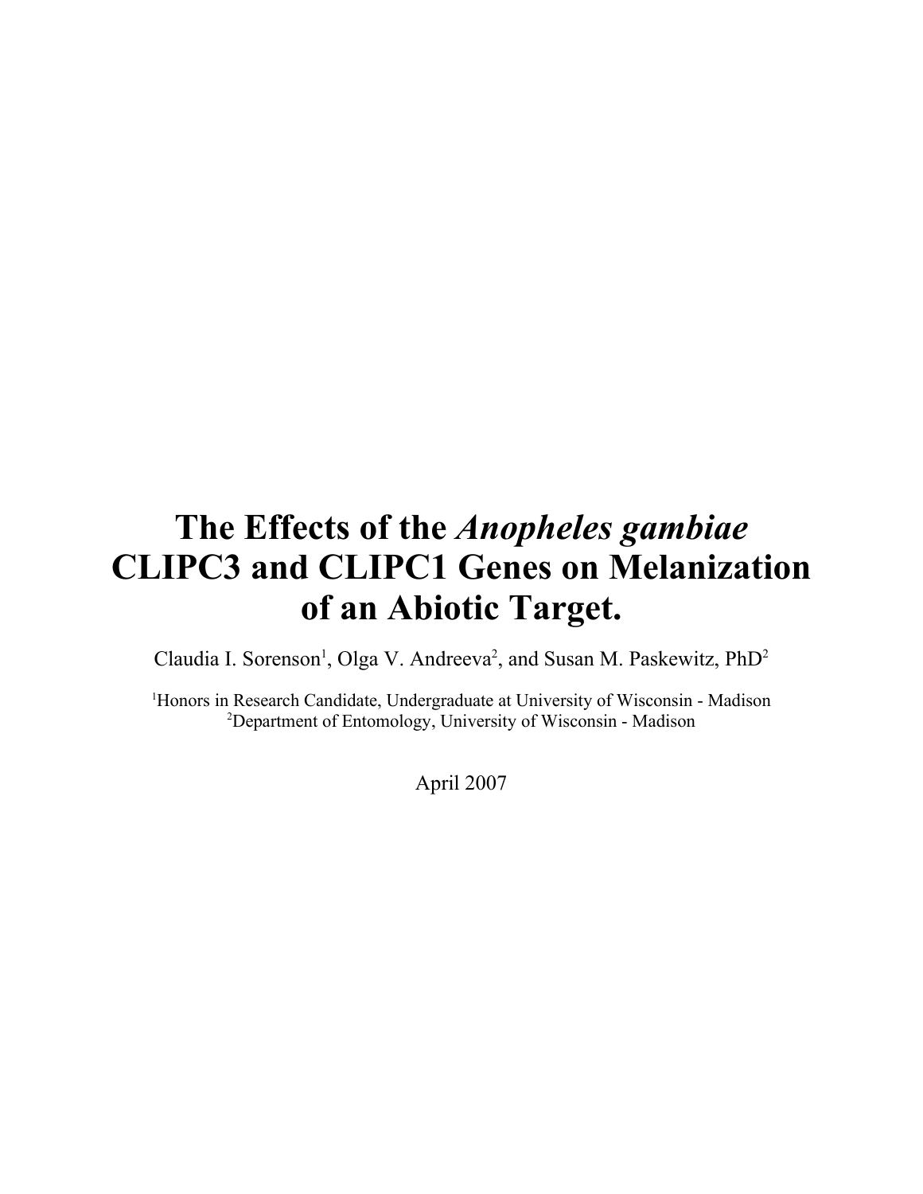# The Effects of the *Anopheles gambiae* CLIPC3 and CLIPC1 Genes on Melanization of an Abiotic Target.

Claudia I. Sorenson[1], Olga V. Andreeva[2], and Susan M. Paskewitz, PhD[2]

[1]Honors in Research Candidate, Undergraduate at University of Wisconsin - Madison
[2]Department of Entomology, University of Wisconsin - Madison

April 2007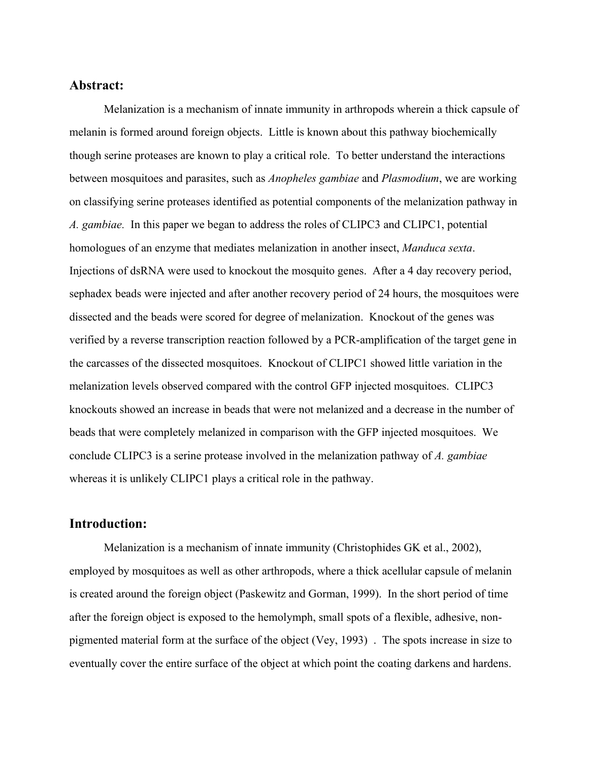## Abstract:

Melanization is a mechanism of innate immunity in arthropods wherein a thick capsule of melanin is formed around foreign objects. Little is known about this pathway biochemically though serine proteases are known to play a critical role. To better understand the interactions between mosquitoes and parasites, such as *Anopheles gambiae* and *Plasmodium*, we are working on classifying serine proteases identified as potential components of the melanization pathway in *A. gambiae.* In this paper we began to address the roles of CLIPC3 and CLIPC1, potential homologues of an enzyme that mediates melanization in another insect, *Manduca sexta*. Injections of dsRNA were used to knockout the mosquito genes. After a 4 day recovery period, sephadex beads were injected and after another recovery period of 24 hours, the mosquitoes were dissected and the beads were scored for degree of melanization. Knockout of the genes was verified by a reverse transcription reaction followed by a PCR-amplification of the target gene in the carcasses of the dissected mosquitoes. Knockout of CLIPC1 showed little variation in the melanization levels observed compared with the control GFP injected mosquitoes. CLIPC3 knockouts showed an increase in beads that were not melanized and a decrease in the number of beads that were completely melanized in comparison with the GFP injected mosquitoes. We conclude CLIPC3 is a serine protease involved in the melanization pathway of *A. gambiae* whereas it is unlikely CLIPC1 plays a critical role in the pathway.

## Introduction:

Melanization is a mechanism of innate immunity (Christophides GK et al., 2002), employed by mosquitoes as well as other arthropods, where a thick acellular capsule of melanin is created around the foreign object (Paskewitz and Gorman, 1999). In the short period of time after the foreign object is exposed to the hemolymph, small spots of a flexible, adhesive, non-pigmented material form at the surface of the object (Vey, 1993) . The spots increase in size to eventually cover the entire surface of the object at which point the coating darkens and hardens.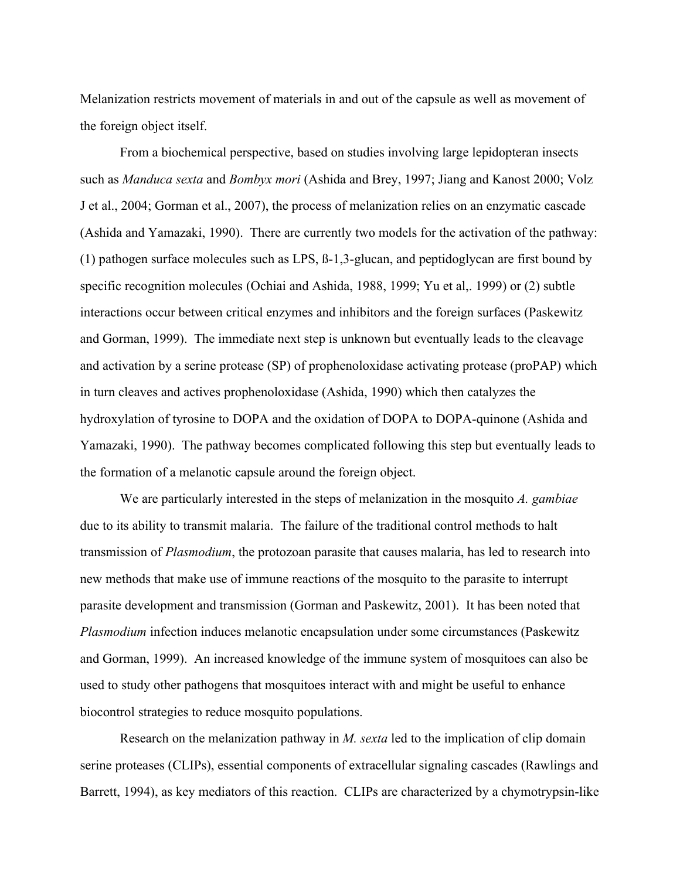Melanization restricts movement of materials in and out of the capsule as well as movement of the foreign object itself.

From a biochemical perspective, based on studies involving large lepidopteran insects such as *Manduca sexta* and *Bombyx mori* (Ashida and Brey, 1997; Jiang and Kanost 2000; Volz J et al., 2004; Gorman et al., 2007), the process of melanization relies on an enzymatic cascade (Ashida and Yamazaki, 1990). There are currently two models for the activation of the pathway: (1) pathogen surface molecules such as LPS, ß-1,3-glucan, and peptidoglycan are first bound by specific recognition molecules (Ochiai and Ashida, 1988, 1999; Yu et al,. 1999) or (2) subtle interactions occur between critical enzymes and inhibitors and the foreign surfaces (Paskewitz and Gorman, 1999). The immediate next step is unknown but eventually leads to the cleavage and activation by a serine protease (SP) of prophenoloxidase activating protease (proPAP) which in turn cleaves and actives prophenoloxidase (Ashida, 1990) which then catalyzes the hydroxylation of tyrosine to DOPA and the oxidation of DOPA to DOPA-quinone (Ashida and Yamazaki, 1990). The pathway becomes complicated following this step but eventually leads to the formation of a melanotic capsule around the foreign object.

We are particularly interested in the steps of melanization in the mosquito *A. gambiae* due to its ability to transmit malaria. The failure of the traditional control methods to halt transmission of *Plasmodium*, the protozoan parasite that causes malaria, has led to research into new methods that make use of immune reactions of the mosquito to the parasite to interrupt parasite development and transmission (Gorman and Paskewitz, 2001). It has been noted that *Plasmodium* infection induces melanotic encapsulation under some circumstances (Paskewitz and Gorman, 1999). An increased knowledge of the immune system of mosquitoes can also be used to study other pathogens that mosquitoes interact with and might be useful to enhance biocontrol strategies to reduce mosquito populations.

Research on the melanization pathway in *M. sexta* led to the implication of clip domain serine proteases (CLIPs), essential components of extracellular signaling cascades (Rawlings and Barrett, 1994), as key mediators of this reaction. CLIPs are characterized by a chymotrypsin-like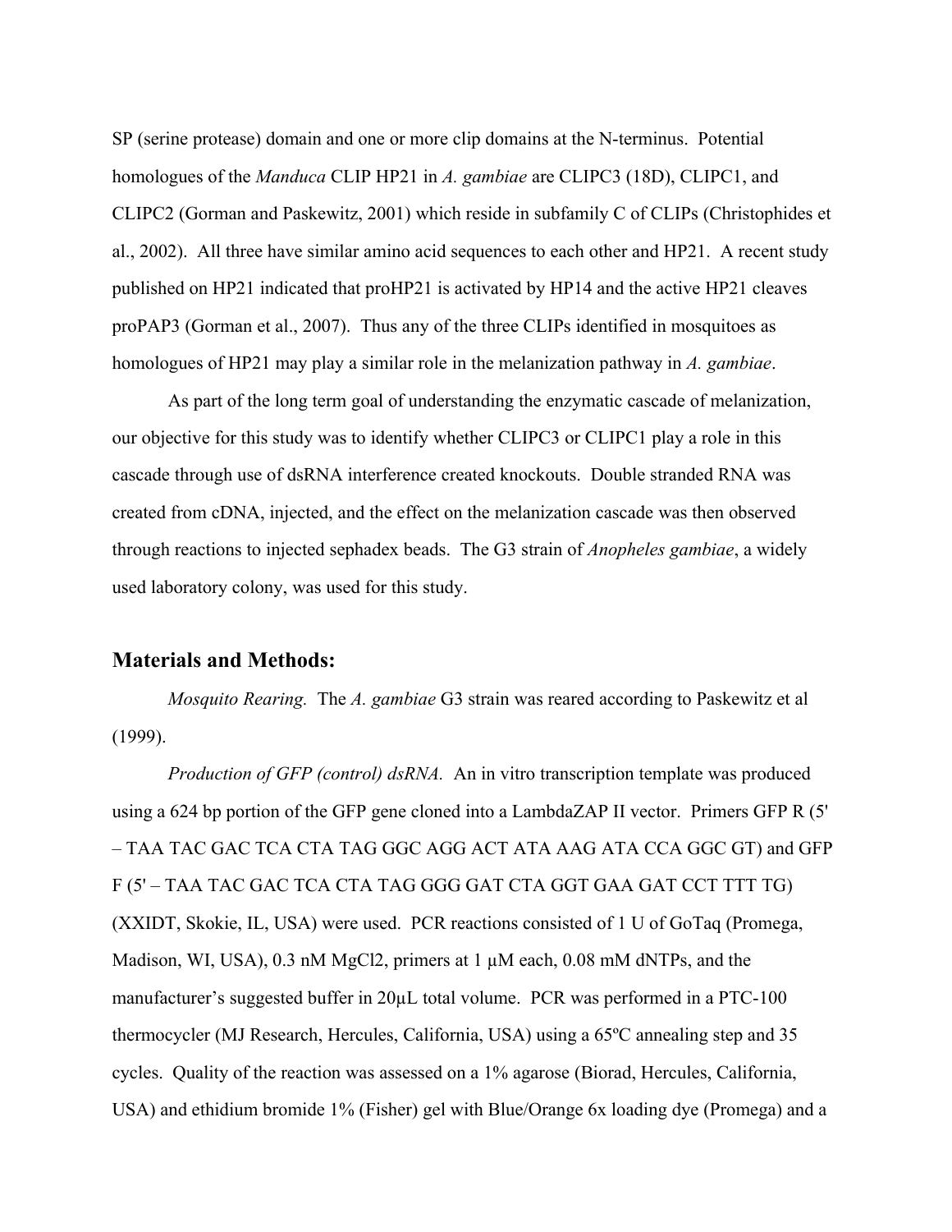SP (serine protease) domain and one or more clip domains at the N-terminus. Potential homologues of the *Manduca* CLIP HP21 in *A. gambiae* are CLIPC3 (18D), CLIPC1, and CLIPC2 (Gorman and Paskewitz, 2001) which reside in subfamily C of CLIPs (Christophides et al., 2002). All three have similar amino acid sequences to each other and HP21. A recent study published on HP21 indicated that proHP21 is activated by HP14 and the active HP21 cleaves proPAP3 (Gorman et al., 2007). Thus any of the three CLIPs identified in mosquitoes as homologues of HP21 may play a similar role in the melanization pathway in *A. gambiae*.

As part of the long term goal of understanding the enzymatic cascade of melanization, our objective for this study was to identify whether CLIPC3 or CLIPC1 play a role in this cascade through use of dsRNA interference created knockouts. Double stranded RNA was created from cDNA, injected, and the effect on the melanization cascade was then observed through reactions to injected sephadex beads. The G3 strain of *Anopheles gambiae*, a widely used laboratory colony, was used for this study.

## Materials and Methods:

*Mosquito Rearing.* The *A. gambiae* G3 strain was reared according to Paskewitz et al (1999).

*Production of GFP (control) dsRNA.* An in vitro transcription template was produced using a 624 bp portion of the GFP gene cloned into a LambdaZAP II vector. Primers GFP R (5' – TAA TAC GAC TCA CTA TAG GGC AGG ACT ATA AAG ATA CCA GGC GT) and GFP F (5' – TAA TAC GAC TCA CTA TAG GGG GAT CTA GGT GAA GAT CCT TTT TG) (XXIDT, Skokie, IL, USA) were used. PCR reactions consisted of 1 U of GoTaq (Promega, Madison, WI, USA), 0.3 nM $MgCl_2$, primers at 1 μM each, 0.08 mM dNTPs, and the manufacturer's suggested buffer in 20μL total volume. PCR was performed in a PTC-100 thermocycler (MJ Research, Hercules, California, USA) using a 65ºC annealing step and 35 cycles. Quality of the reaction was assessed on a 1% agarose (Biorad, Hercules, California, USA) and ethidium bromide 1% (Fisher) gel with Blue/Orange 6x loading dye (Promega) and a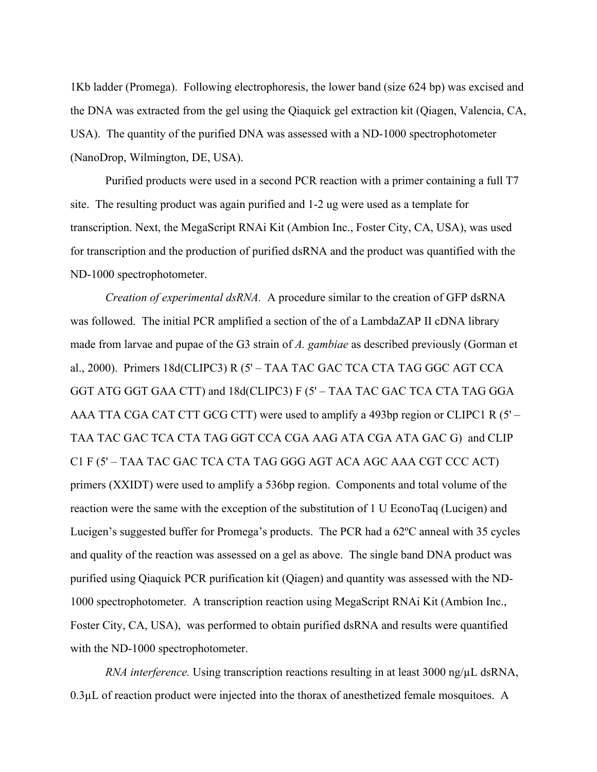1Kb ladder (Promega). Following electrophoresis, the lower band (size 624 bp) was excised and the DNA was extracted from the gel using the Qiaquick gel extraction kit (Qiagen, Valencia, CA, USA). The quantity of the purified DNA was assessed with a ND-1000 spectrophotometer (NanoDrop, Wilmington, DE, USA).

Purified products were used in a second PCR reaction with a primer containing a full T7 site. The resulting product was again purified and 1-2 ug were used as a template for transcription. Next, the MegaScript RNAi Kit (Ambion Inc., Foster City, CA, USA), was used for transcription and the production of purified dsRNA and the product was quantified with the ND-1000 spectrophotometer.

*Creation of experimental dsRNA.* A procedure similar to the creation of GFP dsRNA was followed. The initial PCR amplified a section of the of a LambdaZAP II cDNA library made from larvae and pupae of the G3 strain of *A. gambiae* as described previously (Gorman et al., 2000). Primers 18d(CLIPC3) R (5' – TAA TAC GAC TCA CTA TAG GGC AGT CCA GGT ATG GGT GAA CTT) and 18d(CLIPC3) F (5' – TAA TAC GAC TCA CTA TAG GGA AAA TTA CGA CAT CTT GCG CTT) were used to amplify a 493bp region or CLIPC1 R (5' – TAA TAC GAC TCA CTA TAG GGT CCA CGA AAG ATA CGA ATA GAC G) and CLIP C1 F (5' – TAA TAC GAC TCA CTA TAG GGG AGT ACA AGC AAA CGT CCC ACT) primers (XXIDT) were used to amplify a 536bp region. Components and total volume of the reaction were the same with the exception of the substitution of 1 U EconoTaq (Lucigen) and Lucigen's suggested buffer for Promega's products. The PCR had a 62ºC anneal with 35 cycles and quality of the reaction was assessed on a gel as above. The single band DNA product was purified using Qiaquick PCR purification kit (Qiagen) and quantity was assessed with the ND-1000 spectrophotometer. A transcription reaction using MegaScript RNAi Kit (Ambion Inc., Foster City, CA, USA), was performed to obtain purified dsRNA and results were quantified with the ND-1000 spectrophotometer.

*RNA interference.* Using transcription reactions resulting in at least 3000 ng/μL dsRNA, 0.3μL of reaction product were injected into the thorax of anesthetized female mosquitoes. A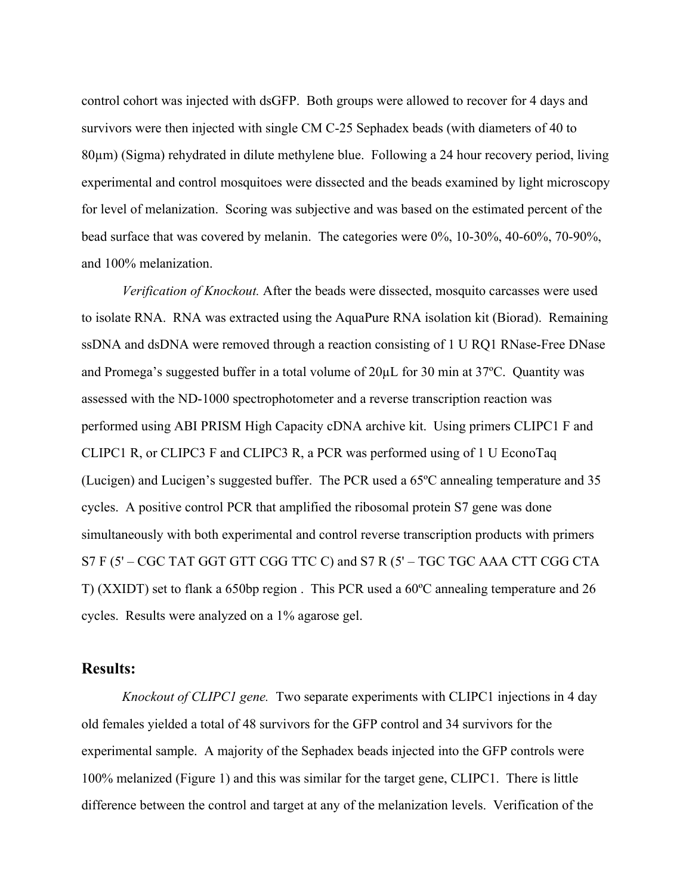control cohort was injected with dsGFP. Both groups were allowed to recover for 4 days and survivors were then injected with single CM C-25 Sephadex beads (with diameters of 40 to 80µm) (Sigma) rehydrated in dilute methylene blue. Following a 24 hour recovery period, living experimental and control mosquitoes were dissected and the beads examined by light microscopy for level of melanization. Scoring was subjective and was based on the estimated percent of the bead surface that was covered by melanin. The categories were 0%, 10-30%, 40-60%, 70-90%, and 100% melanization.

*Verification of Knockout.* After the beads were dissected, mosquito carcasses were used to isolate RNA. RNA was extracted using the AquaPure RNA isolation kit (Biorad). Remaining ssDNA and dsDNA were removed through a reaction consisting of 1 U RQ1 RNase-Free DNase and Promega's suggested buffer in a total volume of 20µL for 30 min at 37ºC. Quantity was assessed with the ND-1000 spectrophotometer and a reverse transcription reaction was performed using ABI PRISM High Capacity cDNA archive kit. Using primers CLIPC1 F and CLIPC1 R, or CLIPC3 F and CLIPC3 R, a PCR was performed using of 1 U EconoTaq (Lucigen) and Lucigen's suggested buffer. The PCR used a 65ºC annealing temperature and 35 cycles. A positive control PCR that amplified the ribosomal protein S7 gene was done simultaneously with both experimental and control reverse transcription products with primers S7 F (5' – CGC TAT GGT GTT CGG TTC C) and S7 R (5' – TGC TGC AAA CTT CGG CTA T) (XXIDT) set to flank a 650bp region . This PCR used a 60ºC annealing temperature and 26 cycles. Results were analyzed on a 1% agarose gel.

## Results:

*Knockout of CLIPC1 gene.* Two separate experiments with CLIPC1 injections in 4 day old females yielded a total of 48 survivors for the GFP control and 34 survivors for the experimental sample. A majority of the Sephadex beads injected into the GFP controls were 100% melanized (Figure 1) and this was similar for the target gene, CLIPC1. There is little difference between the control and target at any of the melanization levels. Verification of the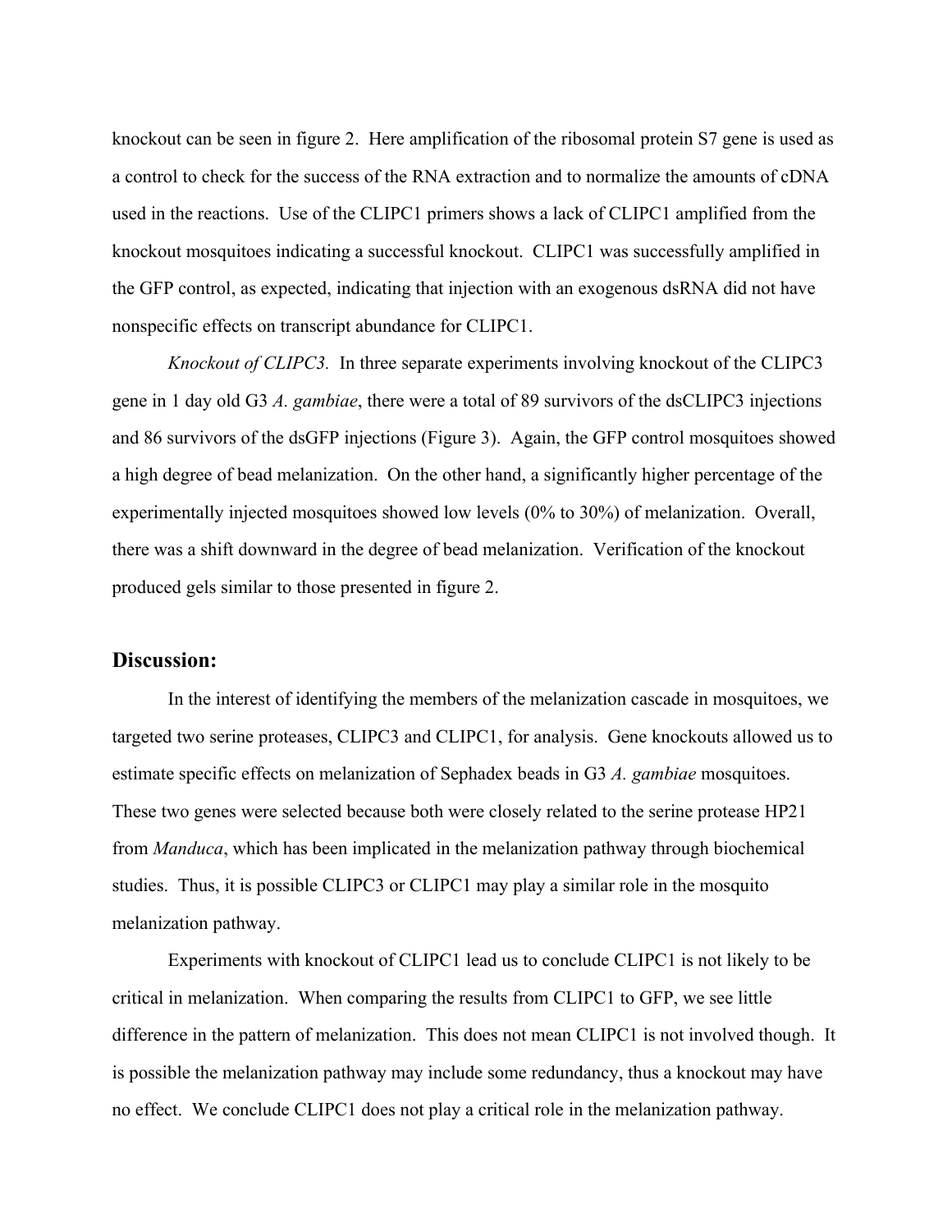knockout can be seen in figure 2. Here amplification of the ribosomal protein S7 gene is used as a control to check for the success of the RNA extraction and to normalize the amounts of cDNA used in the reactions. Use of the CLIPC1 primers shows a lack of CLIPC1 amplified from the knockout mosquitoes indicating a successful knockout. CLIPC1 was successfully amplified in the GFP control, as expected, indicating that injection with an exogenous dsRNA did not have nonspecific effects on transcript abundance for CLIPC1.

*Knockout of CLIPC3.* In three separate experiments involving knockout of the CLIPC3 gene in 1 day old G3 *A. gambiae*, there were a total of 89 survivors of the dsCLIPC3 injections and 86 survivors of the dsGFP injections (Figure 3). Again, the GFP control mosquitoes showed a high degree of bead melanization. On the other hand, a significantly higher percentage of the experimentally injected mosquitoes showed low levels (0% to 30%) of melanization. Overall, there was a shift downward in the degree of bead melanization. Verification of the knockout produced gels similar to those presented in figure 2.

## Discussion:

In the interest of identifying the members of the melanization cascade in mosquitoes, we targeted two serine proteases, CLIPC3 and CLIPC1, for analysis. Gene knockouts allowed us to estimate specific effects on melanization of Sephadex beads in G3 *A. gambiae* mosquitoes. These two genes were selected because both were closely related to the serine protease HP21 from *Manduca*, which has been implicated in the melanization pathway through biochemical studies. Thus, it is possible CLIPC3 or CLIPC1 may play a similar role in the mosquito melanization pathway.

Experiments with knockout of CLIPC1 lead us to conclude CLIPC1 is not likely to be critical in melanization. When comparing the results from CLIPC1 to GFP, we see little difference in the pattern of melanization. This does not mean CLIPC1 is not involved though. It is possible the melanization pathway may include some redundancy, thus a knockout may have no effect. We conclude CLIPC1 does not play a critical role in the melanization pathway.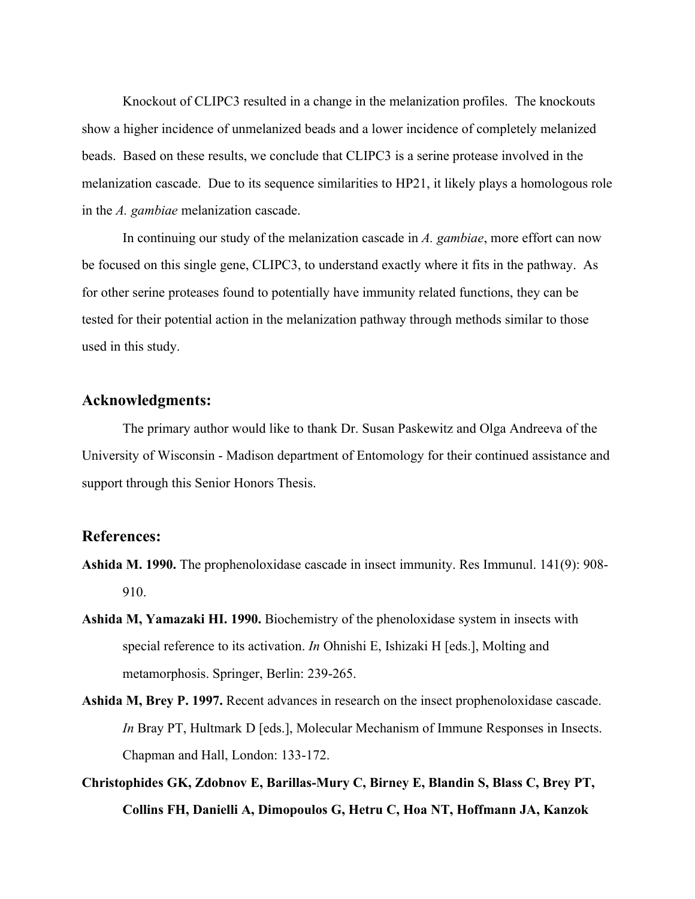Knockout of CLIPC3 resulted in a change in the melanization profiles. The knockouts show a higher incidence of unmelanized beads and a lower incidence of completely melanized beads. Based on these results, we conclude that CLIPC3 is a serine protease involved in the melanization cascade. Due to its sequence similarities to HP21, it likely plays a homologous role in the *A. gambiae* melanization cascade.

In continuing our study of the melanization cascade in *A. gambiae*, more effort can now be focused on this single gene, CLIPC3, to understand exactly where it fits in the pathway. As for other serine proteases found to potentially have immunity related functions, they can be tested for their potential action in the melanization pathway through methods similar to those used in this study.

## Acknowledgments:

The primary author would like to thank Dr. Susan Paskewitz and Olga Andreeva of the University of Wisconsin - Madison department of Entomology for their continued assistance and support through this Senior Honors Thesis.

## References:

**Ashida M. 1990.** The prophenoloxidase cascade in insect immunity. Res Immunul. 141(9): 908-910.

**Ashida M, Yamazaki HI. 1990.** Biochemistry of the phenoloxidase system in insects with special reference to its activation. *In* Ohnishi E, Ishizaki H [eds.], Molting and metamorphosis. Springer, Berlin: 239-265.

**Ashida M, Brey P. 1997.** Recent advances in research on the insect prophenoloxidase cascade. *In* Bray PT, Hultmark D [eds.], Molecular Mechanism of Immune Responses in Insects. Chapman and Hall, London: 133-172.

**Christophides GK, Zdobnov E, Barillas-Mury C, Birney E, Blandin S, Blass C, Brey PT, Collins FH, Danielli A, Dimopoulos G, Hetru C, Hoa NT, Hoffmann JA, Kanzok**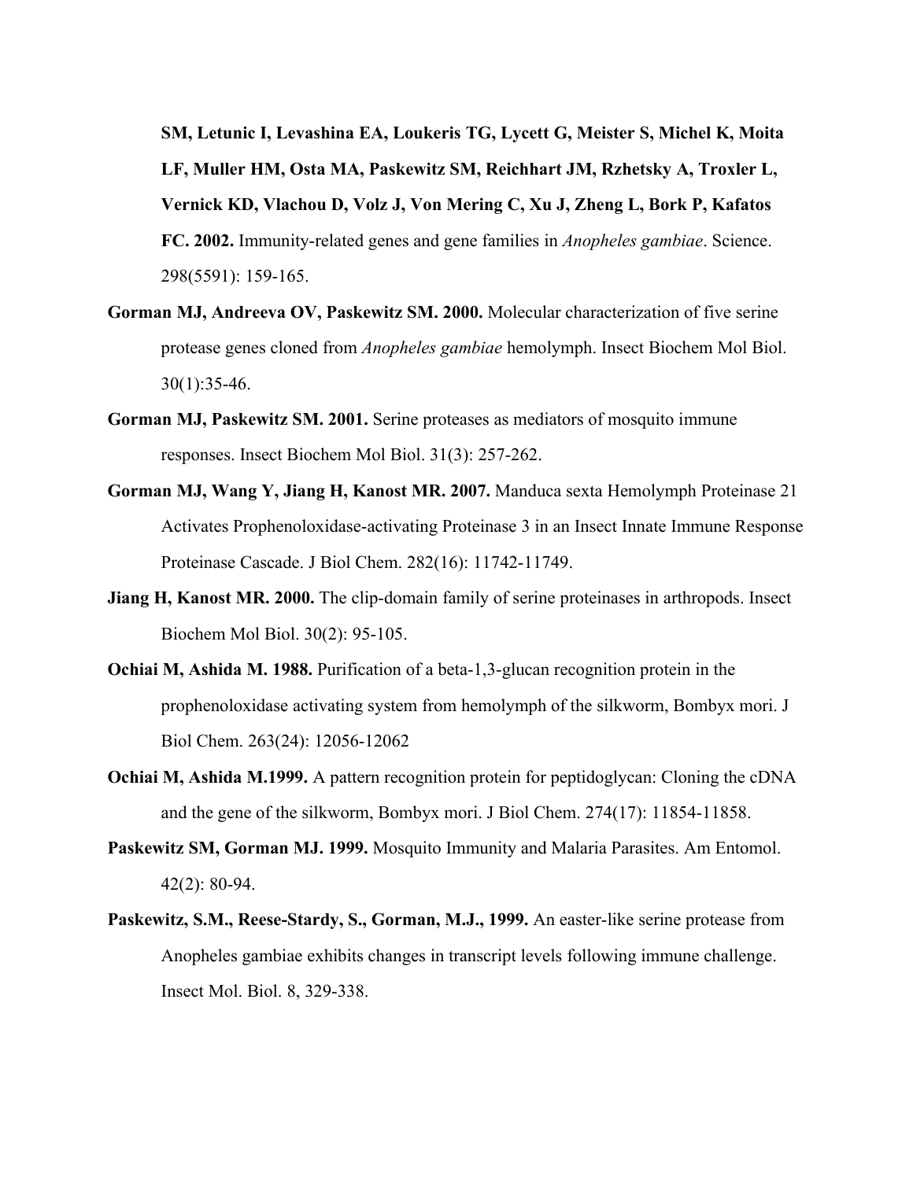**SM, Letunic I, Levashina EA, Loukeris TG, Lycett G, Meister S, Michel K, Moita LF, Muller HM, Osta MA, Paskewitz SM, Reichhart JM, Rzhetsky A, Troxler L, Vernick KD, Vlachou D, Volz J, Von Mering C, Xu J, Zheng L, Bork P, Kafatos FC. 2002.** Immunity-related genes and gene families in *Anopheles gambiae*. Science. 298(5591): 159-165.

**Gorman MJ, Andreeva OV, Paskewitz SM. 2000.** Molecular characterization of five serine protease genes cloned from *Anopheles gambiae* hemolymph. Insect Biochem Mol Biol. 30(1):35-46.

**Gorman MJ, Paskewitz SM. 2001.** Serine proteases as mediators of mosquito immune responses. Insect Biochem Mol Biol. 31(3): 257-262.

**Gorman MJ, Wang Y, Jiang H, Kanost MR. 2007.** Manduca sexta Hemolymph Proteinase 21 Activates Prophenoloxidase-activating Proteinase 3 in an Insect Innate Immune Response Proteinase Cascade. J Biol Chem. 282(16): 11742-11749.

**Jiang H, Kanost MR. 2000.** The clip-domain family of serine proteinases in arthropods. Insect Biochem Mol Biol. 30(2): 95-105.

**Ochiai M, Ashida M. 1988.** Purification of a beta-1,3-glucan recognition protein in the prophenoloxidase activating system from hemolymph of the silkworm, Bombyx mori. J Biol Chem. 263(24): 12056-12062

**Ochiai M, Ashida M.1999.** A pattern recognition protein for peptidoglycan: Cloning the cDNA and the gene of the silkworm, Bombyx mori. J Biol Chem. 274(17): 11854-11858.

**Paskewitz SM, Gorman MJ. 1999.** Mosquito Immunity and Malaria Parasites. Am Entomol. 42(2): 80-94.

**Paskewitz, S.M., Reese-Stardy, S., Gorman, M.J., 1999.** An easter-like serine protease from Anopheles gambiae exhibits changes in transcript levels following immune challenge. Insect Mol. Biol. 8, 329-338.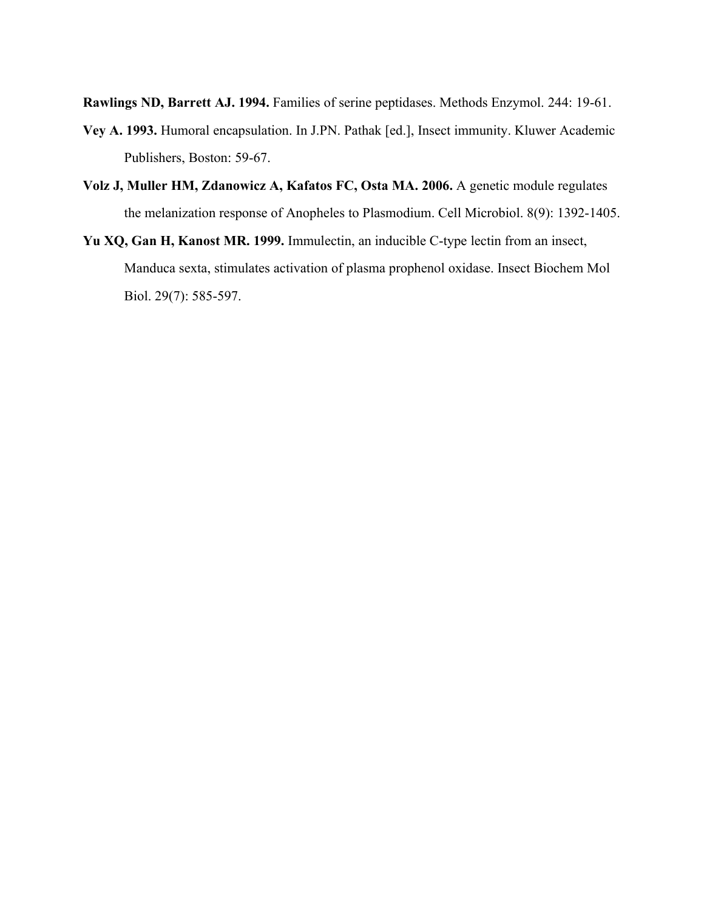**Rawlings ND, Barrett AJ. 1994.** Families of serine peptidases. Methods Enzymol. 244: 19-61.

**Vey A. 1993.** Humoral encapsulation. In J.PN. Pathak [ed.], Insect immunity. Kluwer Academic Publishers, Boston: 59-67.

**Volz J, Muller HM, Zdanowicz A, Kafatos FC, Osta MA. 2006.** A genetic module regulates the melanization response of Anopheles to Plasmodium. Cell Microbiol. 8(9): 1392-1405.

**Yu XQ, Gan H, Kanost MR. 1999.** Immulectin, an inducible C-type lectin from an insect, Manduca sexta, stimulates activation of plasma prophenol oxidase. Insect Biochem Mol Biol. 29(7): 585-597.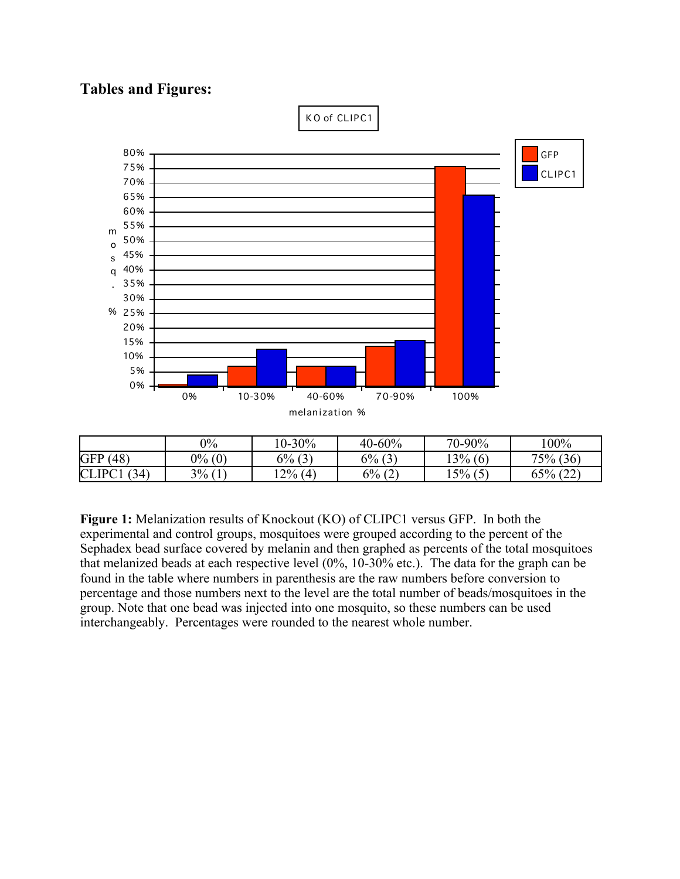**Tables and Figures:**

|  | 0% | 10-30% | 40-60% | 70-90% | 100% |
|---|---|---|---|---|---|
| GFP (48) | 0% (0) | 6% (3) | 6% (3) | 13% (6) | 75% (36) |
| CLIPC1 (34) | 3% (1) | 12% (4) | 6% (2) | 15% (5) | 65% (22) |

**Figure 1:** Melanization results of Knockout (KO) of CLIPC1 versus GFP. In both the experimental and control groups, mosquitoes were grouped according to the percent of the Sephadex bead surface covered by melanin and then graphed as percents of the total mosquitoes that melanized beads at each respective level (0%, 10-30% etc.). The data for the graph can be found in the table where numbers in parenthesis are the raw numbers before conversion to percentage and those numbers next to the level are the total number of beads/mosquitoes in the group. Note that one bead was injected into one mosquito, so these numbers can be used interchangeably. Percentages were rounded to the nearest whole number.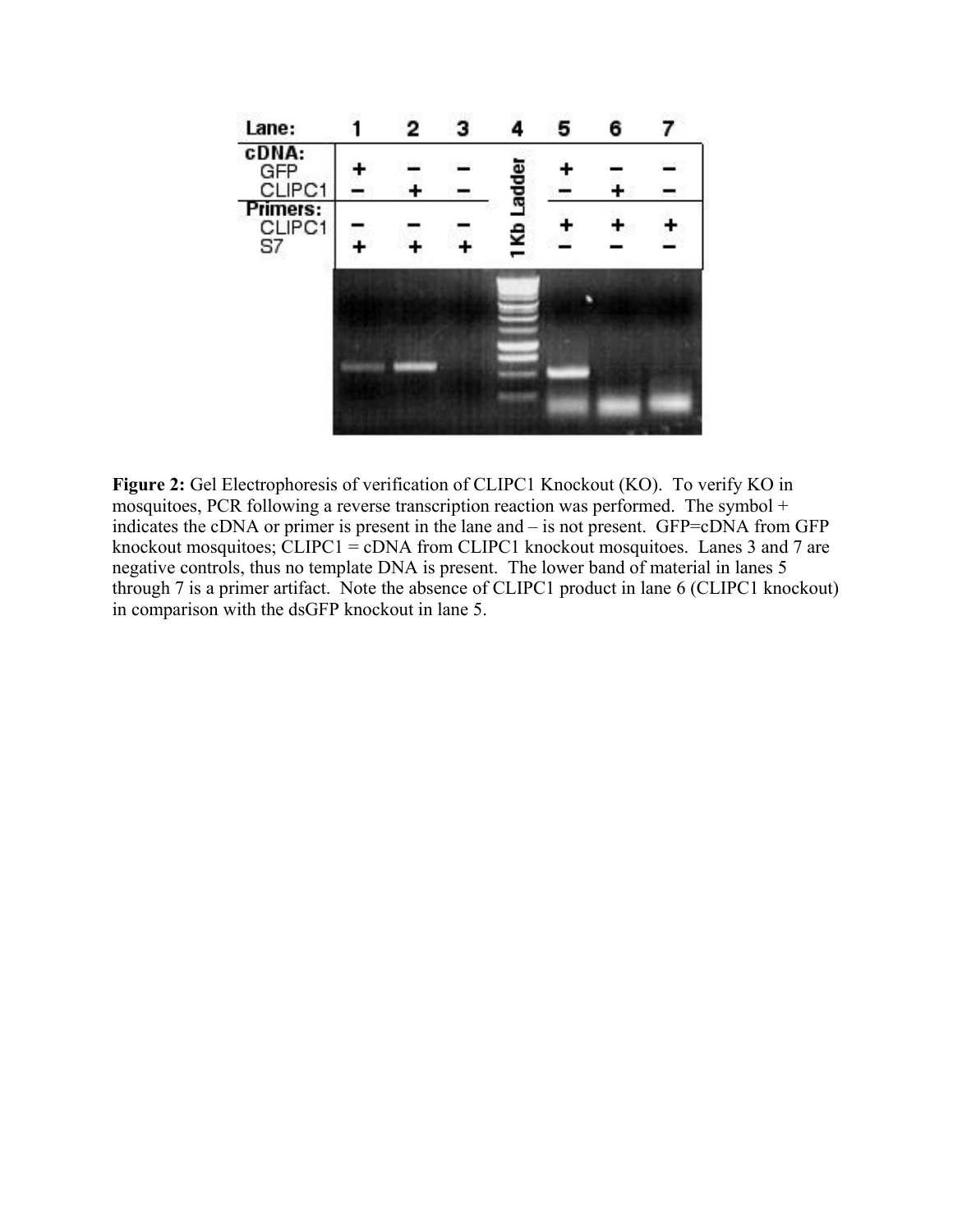| Lane: | 1 | 2 | 3 | 4 | 5 | 6 | 7 |
|---|---|---|---|---|---|---|---|
| **cDNA:** | | | | 1 Kb Ladder | | | |
| GFP | + | – | – | | + | – | – |
| CLIPC1 | – | + | – | | – | + | – |
| **Primers:** | | | | | | | |
| CLIPC1 | – | – | – | | + | + | + |
| S7 | + | + | + | | – | – | – |

**Figure 2:** Gel Electrophoresis of verification of CLIPC1 Knockout (KO). To verify KO in mosquitoes, PCR following a reverse transcription reaction was performed. The symbol + indicates the cDNA or primer is present in the lane and – is not present. GFP=cDNA from GFP knockout mosquitoes; CLIPC1 = cDNA from CLIPC1 knockout mosquitoes. Lanes 3 and 7 are negative controls, thus no template DNA is present. The lower band of material in lanes 5 through 7 is a primer artifact. Note the absence of CLIPC1 product in lane 6 (CLIPC1 knockout) in comparison with the dsGFP knockout in lane 5.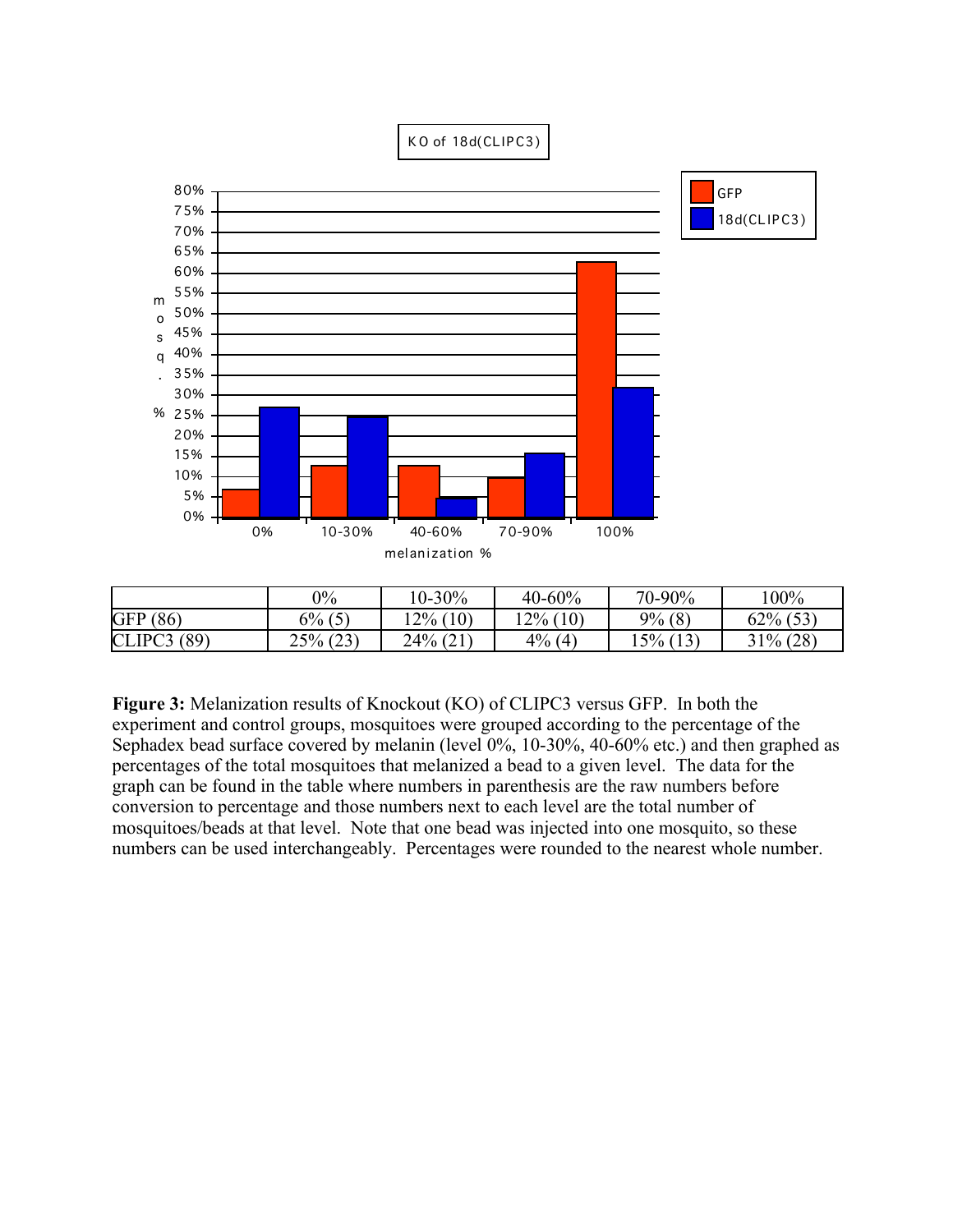KO of 18d(CLIPC3)

GFP
18d(CLIPC3)

80%
75%
70%
65%
60%
55%
50%
45%
40%
35%
30%
25%
20%
15%
10%
5%
0%

mosq. %

0%
10-30%
40-60%
70-90%
100%

melanization %

| | 0% | 10-30% | 40-60% | 70-90% | 100% |
|---|---|---|---|---|---|
| GFP (86) | 6% (5) | 12% (10) | 12% (10) | 9% (8) | 62% (53) |
| CLIPC3 (89) | 25% (23) | 24% (21) | 4% (4) | 15% (13) | 31% (28) |

**Figure 3:** Melanization results of Knockout (KO) of CLIPC3 versus GFP. In both the experiment and control groups, mosquitoes were grouped according to the percentage of the Sephadex bead surface covered by melanin (level 0%, 10-30%, 40-60% etc.) and then graphed as percentages of the total mosquitoes that melanized a bead to a given level. The data for the graph can be found in the table where numbers in parenthesis are the raw numbers before conversion to percentage and those numbers next to each level are the total number of mosquitoes/beads at that level. Note that one bead was injected into one mosquito, so these numbers can be used interchangeably. Percentages were rounded to the nearest whole number.